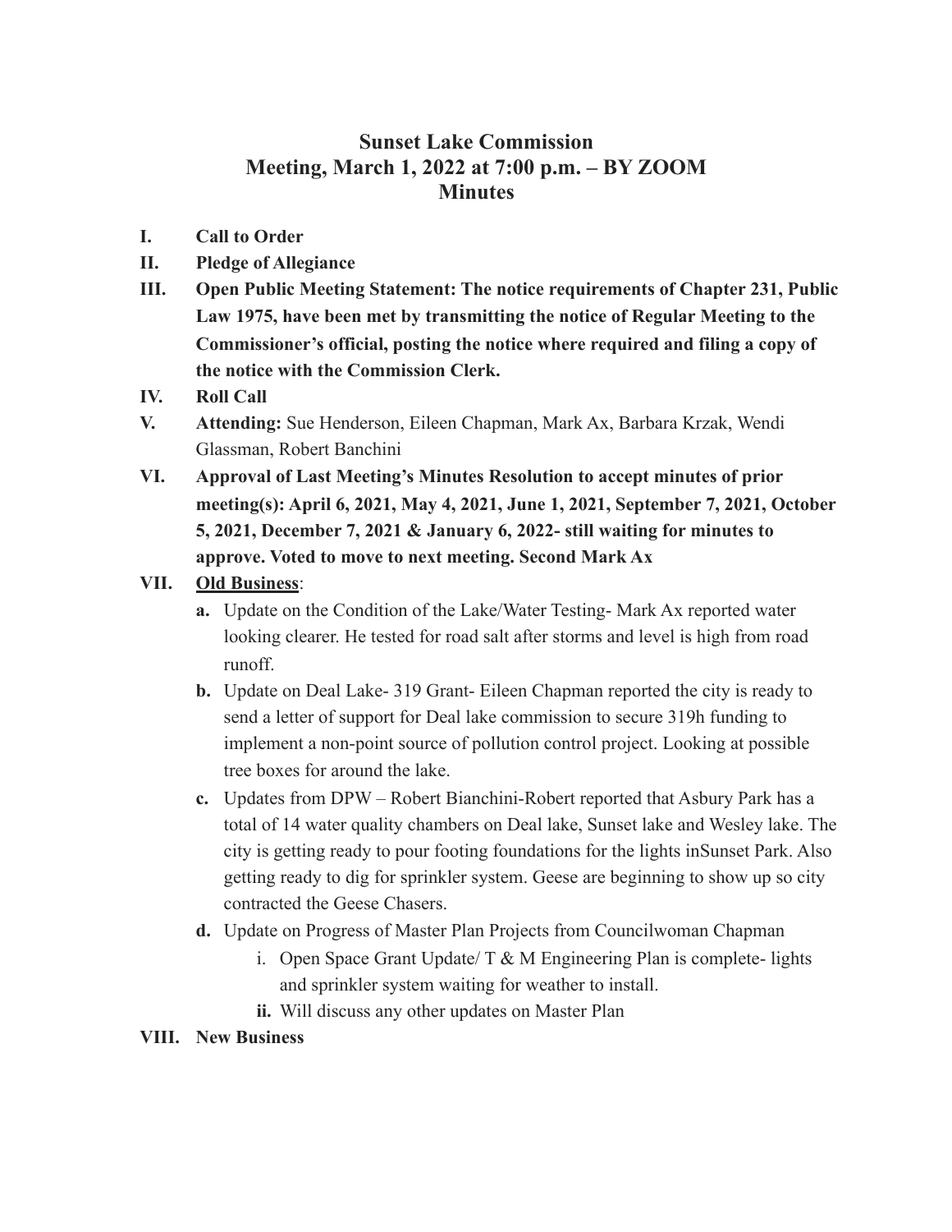# Sunset Lake Commission
## Meeting, March 1, 2022 at 7:00 p.m. – BY ZOOM
## Minutes

I. **Call to Order**

II. **Pledge of Allegiance**

III. **Open Public Meeting Statement: The notice requirements of Chapter 231, Public Law 1975, have been met by transmitting the notice of Regular Meeting to the Commissioner's official, posting the notice where required and filing a copy of the notice with the Commission Clerk.**

IV. **Roll Call**

V. **Attending:** Sue Henderson, Eileen Chapman, Mark Ax, Barbara Krzak, Wendi Glassman, Robert Banchini

VI. **Approval of Last Meeting's Minutes Resolution to accept minutes of prior meeting(s): April 6, 2021, May 4, 2021, June 1, 2021, September 7, 2021, October 5, 2021, December 7, 2021 & January 6, 2022- still waiting for minutes to approve. Voted to move to next meeting. Second Mark Ax**

VII. **<u>Old Business</u>**:

   **a.** Update on the Condition of the Lake/Water Testing- Mark Ax reported water looking clearer. He tested for road salt after storms and level is high from road runoff.

   **b.** Update on Deal Lake- 319 Grant- Eileen Chapman reported the city is ready to send a letter of support for Deal lake commission to secure 319h funding to implement a non-point source of pollution control project. Looking at possible tree boxes for around the lake.

   **c.** Updates from DPW – Robert Bianchini-Robert reported that Asbury Park has a total of 14 water quality chambers on Deal lake, Sunset lake and Wesley lake. The city is getting ready to pour footing foundations for the lights inSunset Park. Also getting ready to dig for sprinkler system. Geese are beginning to show up so city contracted the Geese Chasers.

   **d.** Update on Progress of Master Plan Projects from Councilwoman Chapman

      i. Open Space Grant Update/ T & M Engineering Plan is complete- lights and sprinkler system waiting for weather to install.

      **ii.** Will discuss any other updates on Master Plan

VIII. **New Business**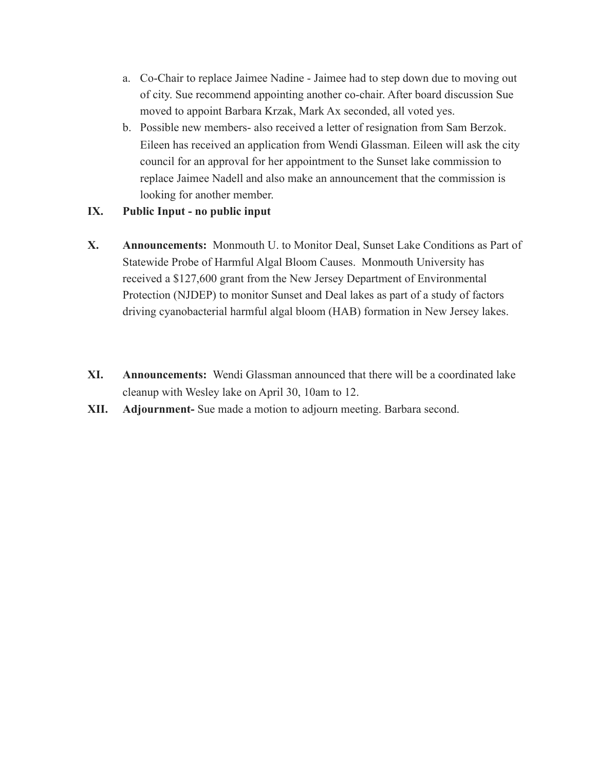a. Co-Chair to replace Jaimee Nadine - Jaimee had to step down due to moving out of city. Sue recommend appointing another co-chair. After board discussion Sue moved to appoint Barbara Krzak, Mark Ax seconded, all voted yes.
b. Possible new members- also received a letter of resignation from Sam Berzok. Eileen has received an application from Wendi Glassman. Eileen will ask the city council for an approval for her appointment to the Sunset lake commission to replace Jaimee Nadell and also make an announcement that the commission is looking for another member.

**IX. Public Input - no public input**

**X. Announcements:** Monmouth U. to Monitor Deal, Sunset Lake Conditions as Part of Statewide Probe of Harmful Algal Bloom Causes. Monmouth University has received a $127,600 grant from the New Jersey Department of Environmental Protection (NJDEP) to monitor Sunset and Deal lakes as part of a study of factors driving cyanobacterial harmful algal bloom (HAB) formation in New Jersey lakes.

**XI. Announcements:** Wendi Glassman announced that there will be a coordinated lake cleanup with Wesley lake on April 30, 10am to 12.

**XII. Adjournment-** Sue made a motion to adjourn meeting. Barbara second.